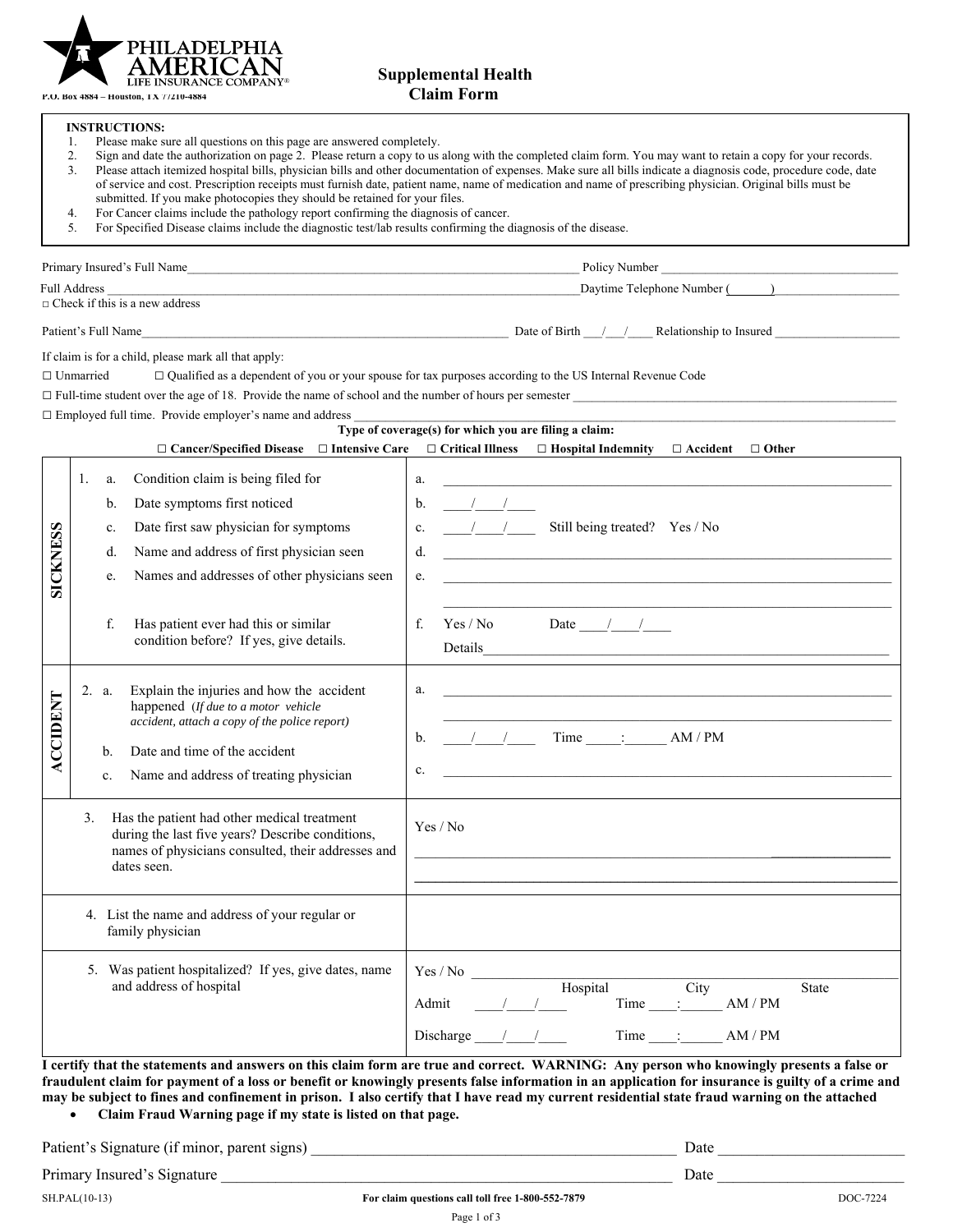**PHILADELPHIA AMERICAN** LIFE INSURANCE COMPANY®

P.O. Box 4884 – Houston, TX 77210-4884

# Supplemental Health Claim Form

**INSTRUCTIONS:**

1. Please make sure all questions on this page are answered completely.
2. Sign and date the authorization on page 2. Please return a copy to us along with the completed claim form. You may want to retain a copy for your records.
3. Please attach itemized hospital bills, physician bills and other documentation of expenses. Make sure all bills indicate a diagnosis code, procedure code, date of service and cost. Prescription receipts must furnish date, patient name, name of medication and name of prescribing physician. Original bills must be submitted. If you make photocopies they should be retained for your files.
4. For Cancer claims include the pathology report confirming the diagnosis of cancer.
5. For Specified Disease claims include the diagnostic test/lab results confirming the diagnosis of the disease.

Primary Insured's Full Name________________________________________ Policy Number ______________________________

Full Address ________________________________________________________ Daytime Telephone Number (______)________________

□ Check if this is a new address

Patient's Full Name__________________________________________ Date of Birth ___/___/____ Relationship to Insured ________________

If claim is for a child, please mark all that apply:

☐ Unmarried ☐ Qualified as a dependent of you or your spouse for tax purposes according to the US Internal Revenue Code

☐ Full-time student over the age of 18. Provide the name of school and the number of hours per semester ______________________________

☐ Employed full time. Provide employer's name and address ____________________________________________________________

**Type of coverage(s) for which you are filing a claim:**

**☐ Cancer/Specified Disease ☐ Intensive Care ☐ Critical Illness ☐ Hospital Indemnity ☐ Accident ☐ Other**

| | Question | Answer |
|---|---|---|
| **SICKNESS** | 1. a. Condition claim is being filed for | a. ______________________________ |
| | b. Date symptoms first noticed | b. ____/____/____ |
| | c. Date first saw physician for symptoms | c. ____/____/____ Still being treated? Yes / No |
| | d. Name and address of first physician seen | d. ______________________________ |
| | e. Names and addresses of other physicians seen | e. ______________________________ |
| | f. Has patient ever had this or similar condition before? If yes, give details. | f. Yes / No Date ____/____/____ Details______________________ |
| **ACCIDENT** | 2. a. Explain the injuries and how the accident happened (*If due to a motor vehicle accident, attach a copy of the police report*) | a. ______________________________ |
| | b. Date and time of the accident | b. ____/____/____ Time _____:______ AM / PM |
| | c. Name and address of treating physician | c. ______________________________ |
| | 3. Has the patient had other medical treatment during the last five years? Describe conditions, names of physicians consulted, their addresses and dates seen. | Yes / No ______________________________ |
| | 4. List the name and address of your regular or family physician | |
| | 5. Was patient hospitalized? If yes, give dates, name and address of hospital | Yes / No ____________ Hospital City State<br>Admit ____/____/____ Time ____:______ AM / PM<br>Discharge ____/____/____ Time ____:______ AM / PM |

**I certify that the statements and answers on this claim form are true and correct. WARNING: Any person who knowingly presents a false or fraudulent claim for payment of a loss or benefit or knowingly presents false information in an application for insurance is guilty of a crime and may be subject to fines and confinement in prison. I also certify that I have read my current residential state fraud warning on the attached**

- **Claim Fraud Warning page if my state is listed on that page.**

Patient's Signature (if minor, parent signs) ______________________________ Date ____________________

Primary Insured's Signature ______________________________ Date ____________________

SH.PAL(10-13) **For claim questions call toll free 1-800-552-7879** DOC-7224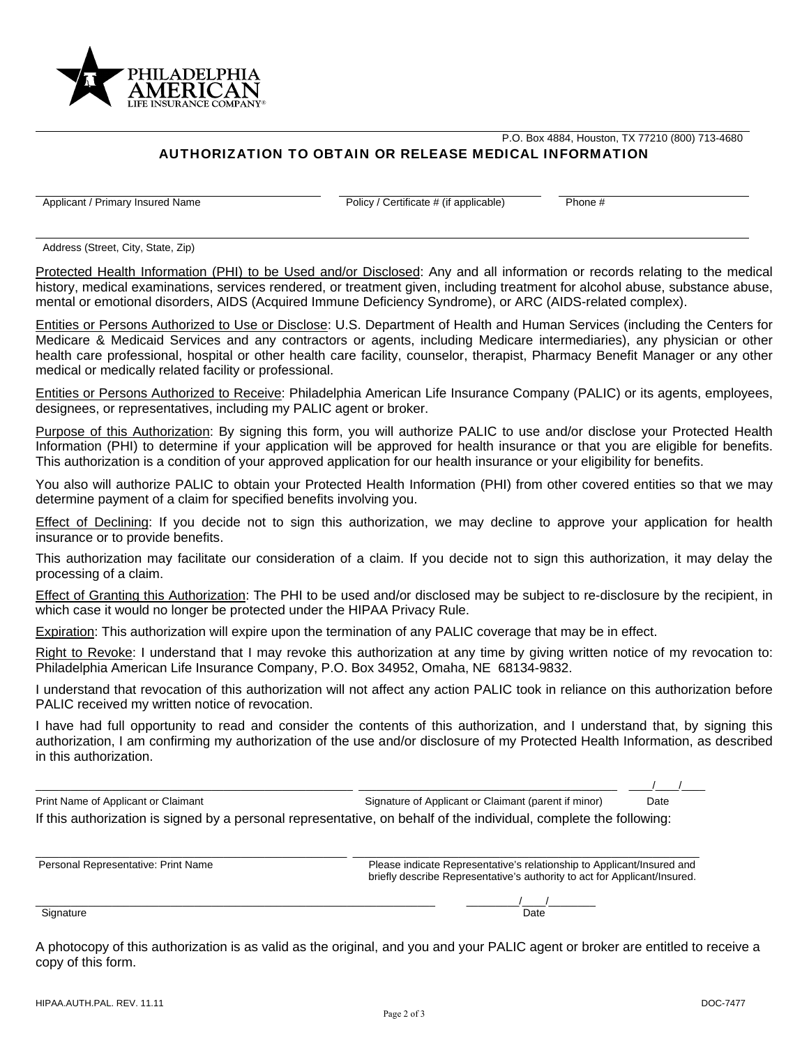PHILADELPHIA AMERICAN LIFE INSURANCE COMPANY®

P.O. Box 4884, Houston, TX 77210 (800) 713-4680

## AUTHORIZATION TO OBTAIN OR RELEASE MEDICAL INFORMATION

Applicant / Primary Insured Name ______________________ Policy / Certificate # (if applicable) ______________________ Phone # ______________________

Address (Street, City, State, Zip) ______________________________________________

Protected Health Information (PHI) to be Used and/or Disclosed: Any and all information or records relating to the medical history, medical examinations, services rendered, or treatment given, including treatment for alcohol abuse, substance abuse, mental or emotional disorders, AIDS (Acquired Immune Deficiency Syndrome), or ARC (AIDS-related complex).

Entities or Persons Authorized to Use or Disclose: U.S. Department of Health and Human Services (including the Centers for Medicare & Medicaid Services and any contractors or agents, including Medicare intermediaries), any physician or other health care professional, hospital or other health care facility, counselor, therapist, Pharmacy Benefit Manager or any other medical or medically related facility or professional.

Entities or Persons Authorized to Receive: Philadelphia American Life Insurance Company (PALIC) or its agents, employees, designees, or representatives, including my PALIC agent or broker.

Purpose of this Authorization: By signing this form, you will authorize PALIC to use and/or disclose your Protected Health Information (PHI) to determine if your application will be approved for health insurance or that you are eligible for benefits. This authorization is a condition of your approved application for our health insurance or your eligibility for benefits.

You also will authorize PALIC to obtain your Protected Health Information (PHI) from other covered entities so that we may determine payment of a claim for specified benefits involving you.

Effect of Declining: If you decide not to sign this authorization, we may decline to approve your application for health insurance or to provide benefits.

This authorization may facilitate our consideration of a claim. If you decide not to sign this authorization, it may delay the processing of a claim.

Effect of Granting this Authorization: The PHI to be used and/or disclosed may be subject to re-disclosure by the recipient, in which case it would no longer be protected under the HIPAA Privacy Rule.

Expiration: This authorization will expire upon the termination of any PALIC coverage that may be in effect.

Right to Revoke: I understand that I may revoke this authorization at any time by giving written notice of my revocation to: Philadelphia American Life Insurance Company, P.O. Box 34952, Omaha, NE 68134-9832.

I understand that revocation of this authorization will not affect any action PALIC took in reliance on this authorization before PALIC received my written notice of revocation.

I have had full opportunity to read and consider the contents of this authorization, and I understand that, by signing this authorization, I am confirming my authorization of the use and/or disclosure of my Protected Health Information, as described in this authorization.

______________________ Print Name of Applicant or Claimant

______________________ Signature of Applicant or Claimant (parent if minor)

\_\_\_\_/\_\_\_\_/\_\_\_\_ Date

If this authorization is signed by a personal representative, on behalf of the individual, complete the following:

______________________ Personal Representative: Print Name

______________________ Please indicate Representative's relationship to Applicant/Insured and briefly describe Representative's authority to act for Applicant/Insured.

______________________ Signature

\_\_\_\_\_\_\_\_/\_\_\_\_/\_\_\_\_\_\_\_\_ Date

A photocopy of this authorization is as valid as the original, and you and your PALIC agent or broker are entitled to receive a copy of this form.

HIPAA.AUTH.PAL. REV. 11.11 DOC-7477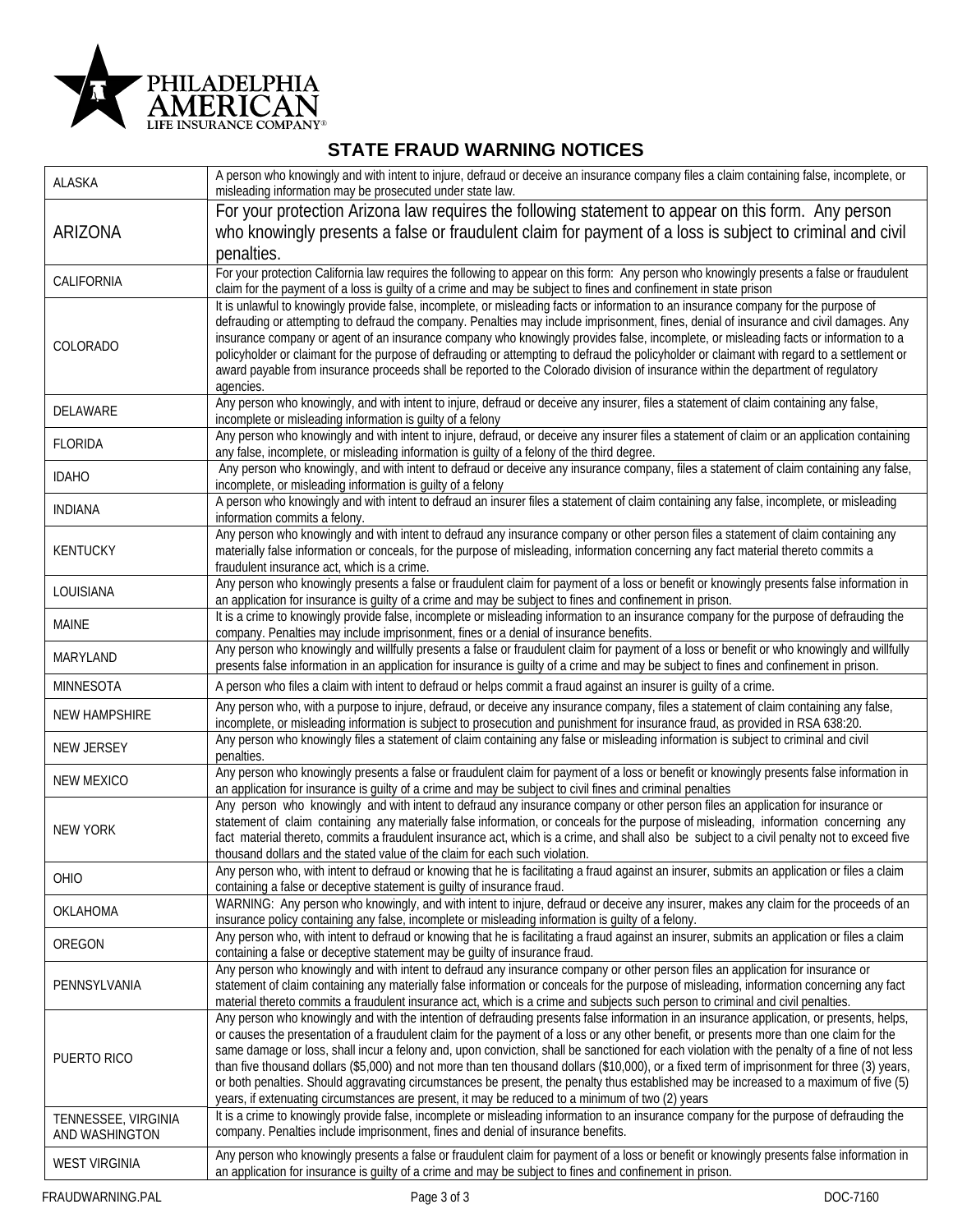PHILADELPHIA AMERICAN LIFE INSURANCE COMPANY®

## STATE FRAUD WARNING NOTICES

| | |
|---|---|
| ALASKA | A person who knowingly and with intent to injure, defraud or deceive an insurance company files a claim containing false, incomplete, or misleading information may be prosecuted under state law. |
| ARIZONA | For your protection Arizona law requires the following statement to appear on this form. Any person who knowingly presents a false or fraudulent claim for payment of a loss is subject to criminal and civil penalties. |
| CALIFORNIA | For your protection California law requires the following to appear on this form: Any person who knowingly presents a false or fraudulent claim for the payment of a loss is guilty of a crime and may be subject to fines and confinement in state prison |
| COLORADO | It is unlawful to knowingly provide false, incomplete, or misleading facts or information to an insurance company for the purpose of defrauding or attempting to defraud the company. Penalties may include imprisonment, fines, denial of insurance and civil damages. Any insurance company or agent of an insurance company who knowingly provides false, incomplete, or misleading facts or information to a policyholder or claimant for the purpose of defrauding or attempting to defraud the policyholder or claimant with regard to a settlement or award payable from insurance proceeds shall be reported to the Colorado division of insurance within the department of regulatory agencies. |
| DELAWARE | Any person who knowingly, and with intent to injure, defraud or deceive any insurer, files a statement of claim containing any false, incomplete or misleading information is guilty of a felony |
| FLORIDA | Any person who knowingly and with intent to injure, defraud, or deceive any insurer files a statement of claim or an application containing any false, incomplete, or misleading information is guilty of a felony of the third degree. |
| IDAHO | Any person who knowingly, and with intent to defraud or deceive any insurance company, files a statement of claim containing any false, incomplete, or misleading information is guilty of a felony |
| INDIANA | A person who knowingly and with intent to defraud an insurer files a statement of claim containing any false, incomplete, or misleading information commits a felony. |
| KENTUCKY | Any person who knowingly and with intent to defraud any insurance company or other person files a statement of claim containing any materially false information or conceals, for the purpose of misleading, information concerning any fact material thereto commits a fraudulent insurance act, which is a crime. |
| LOUISIANA | Any person who knowingly presents a false or fraudulent claim for payment of a loss or benefit or knowingly presents false information in an application for insurance is guilty of a crime and may be subject to fines and confinement in prison. |
| MAINE | It is a crime to knowingly provide false, incomplete or misleading information to an insurance company for the purpose of defrauding the company. Penalties may include imprisonment, fines or a denial of insurance benefits. |
| MARYLAND | Any person who knowingly and willfully presents a false or fraudulent claim for payment of a loss or benefit or who knowingly and willfully presents false information in an application for insurance is guilty of a crime and may be subject to fines and confinement in prison. |
| MINNESOTA | A person who files a claim with intent to defraud or helps commit a fraud against an insurer is guilty of a crime. |
| NEW HAMPSHIRE | Any person who, with a purpose to injure, defraud, or deceive any insurance company, files a statement of claim containing any false, incomplete, or misleading information is subject to prosecution and punishment for insurance fraud, as provided in RSA 638:20. |
| NEW JERSEY | Any person who knowingly files a statement of claim containing any false or misleading information is subject to criminal and civil penalties. |
| NEW MEXICO | Any person who knowingly presents a false or fraudulent claim for payment of a loss or benefit or knowingly presents false information in an application for insurance is guilty of a crime and may be subject to civil fines and criminal penalties |
| NEW YORK | Any person who knowingly and with intent to defraud any insurance company or other person files an application for insurance or statement of claim containing any materially false information, or conceals for the purpose of misleading, information concerning any fact material thereto, commits a fraudulent insurance act, which is a crime, and shall also be subject to a civil penalty not to exceed five thousand dollars and the stated value of the claim for each such violation. |
| OHIO | Any person who, with intent to defraud or knowing that he is facilitating a fraud against an insurer, submits an application or files a claim containing a false or deceptive statement is guilty of insurance fraud. |
| OKLAHOMA | WARNING: Any person who knowingly, and with intent to injure, defraud or deceive any insurer, makes any claim for the proceeds of an insurance policy containing any false, incomplete or misleading information is guilty of a felony. |
| OREGON | Any person who, with intent to defraud or knowing that he is facilitating a fraud against an insurer, submits an application or files a claim containing a false or deceptive statement may be guilty of insurance fraud. |
| PENNSYLVANIA | Any person who knowingly and with intent to defraud any insurance company or other person files an application for insurance or statement of claim containing any materially false information or conceals for the purpose of misleading, information concerning any fact material thereto commits a fraudulent insurance act, which is a crime and subjects such person to criminal and civil penalties. |
| PUERTO RICO | Any person who knowingly and with the intention of defrauding presents false information in an insurance application, or presents, helps, or causes the presentation of a fraudulent claim for the payment of a loss or any other benefit, or presents more than one claim for the same damage or loss, shall incur a felony and, upon conviction, shall be sanctioned for each violation with the penalty of a fine of not less than five thousand dollars ($5,000) and not more than ten thousand dollars ($10,000), or a fixed term of imprisonment for three (3) years, or both penalties. Should aggravating circumstances be present, the penalty thus established may be increased to a maximum of five (5) years, if extenuating circumstances are present, it may be reduced to a minimum of two (2) years |
| TENNESSEE, VIRGINIA AND WASHINGTON | It is a crime to knowingly provide false, incomplete or misleading information to an insurance company for the purpose of defrauding the company. Penalties include imprisonment, fines and denial of insurance benefits. |
| WEST VIRGINIA | Any person who knowingly presents a false or fraudulent claim for payment of a loss or benefit or knowingly presents false information in an application for insurance is guilty of a crime and may be subject to fines and confinement in prison. |

FRAUDWARNING.PAL DOC-7160